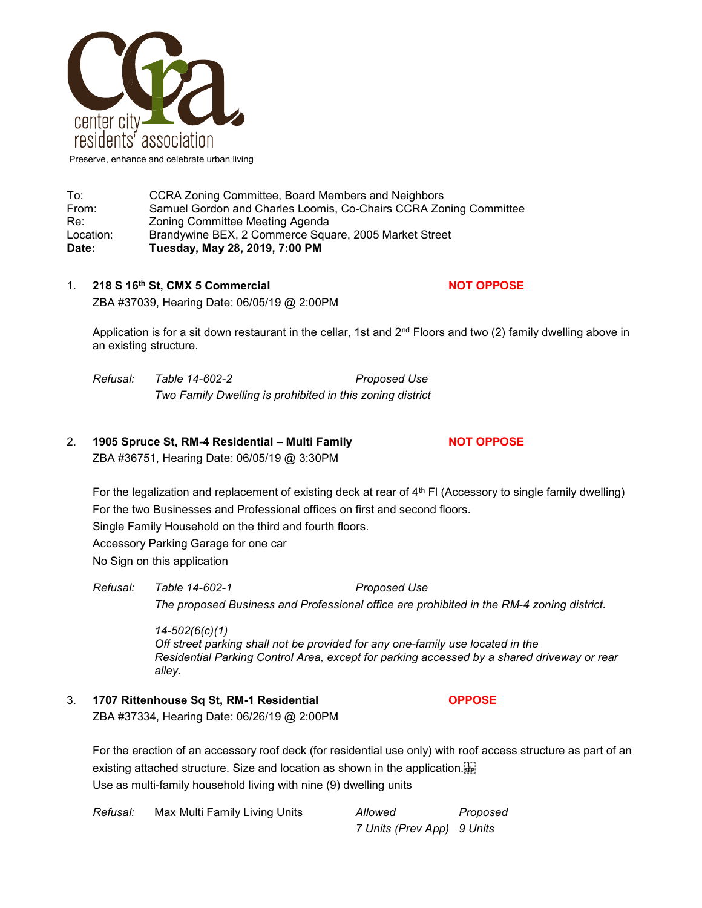center city residents' association

Preserve, enhance and celebrate urban living

To: CCRA Zoning Committee, Board Members and Neighbors
From: Samuel Gordon and Charles Loomis, Co-Chairs CCRA Zoning Committee
Re: Zoning Committee Meeting Agenda
Location: Brandywine BEX, 2 Commerce Square, 2005 Market Street
**Date: Tuesday, May 28, 2019, 7:00 PM**

1. **218 S 16th St, CMX 5 Commercial** **NOT OPPOSE**
   ZBA #37039, Hearing Date: 06/05/19 @ 2:00PM

   Application is for a sit down restaurant in the cellar, 1st and 2nd Floors and two (2) family dwelling above in an existing structure.

   *Refusal:* *Table 14-602-2* *Proposed Use*
   *Two Family Dwelling is prohibited in this zoning district*

2. **1905 Spruce St, RM-4 Residential – Multi Family** **NOT OPPOSE**
   ZBA #36751, Hearing Date: 06/05/19 @ 3:30PM

   For the legalization and replacement of existing deck at rear of 4th Fl (Accessory to single family dwelling)
   For the two Businesses and Professional offices on first and second floors.
   Single Family Household on the third and fourth floors.
   Accessory Parking Garage for one car
   No Sign on this application

   *Refusal:* *Table 14-602-1* *Proposed Use*
   *The proposed Business and Professional office are prohibited in the RM-4 zoning district.*

   *14-502(6(c)(1)*
   *Off street parking shall not be provided for any one-family use located in the Residential Parking Control Area, except for parking accessed by a shared driveway or rear alley.*

3. **1707 Rittenhouse Sq St, RM-1 Residential** **OPPOSE**
   ZBA #37334, Hearing Date: 06/26/19 @ 2:00PM

   For the erection of an accessory roof deck (for residential use only) with roof access structure as part of an existing attached structure. Size and location as shown in the application.
   Use as multi-family household living with nine (9) dwelling units

| *Refusal:* | Max Multi Family Living Units | *Allowed* | *Proposed* |
|---|---|---|---|
| | | *7 Units (Prev App)* | *9 Units* |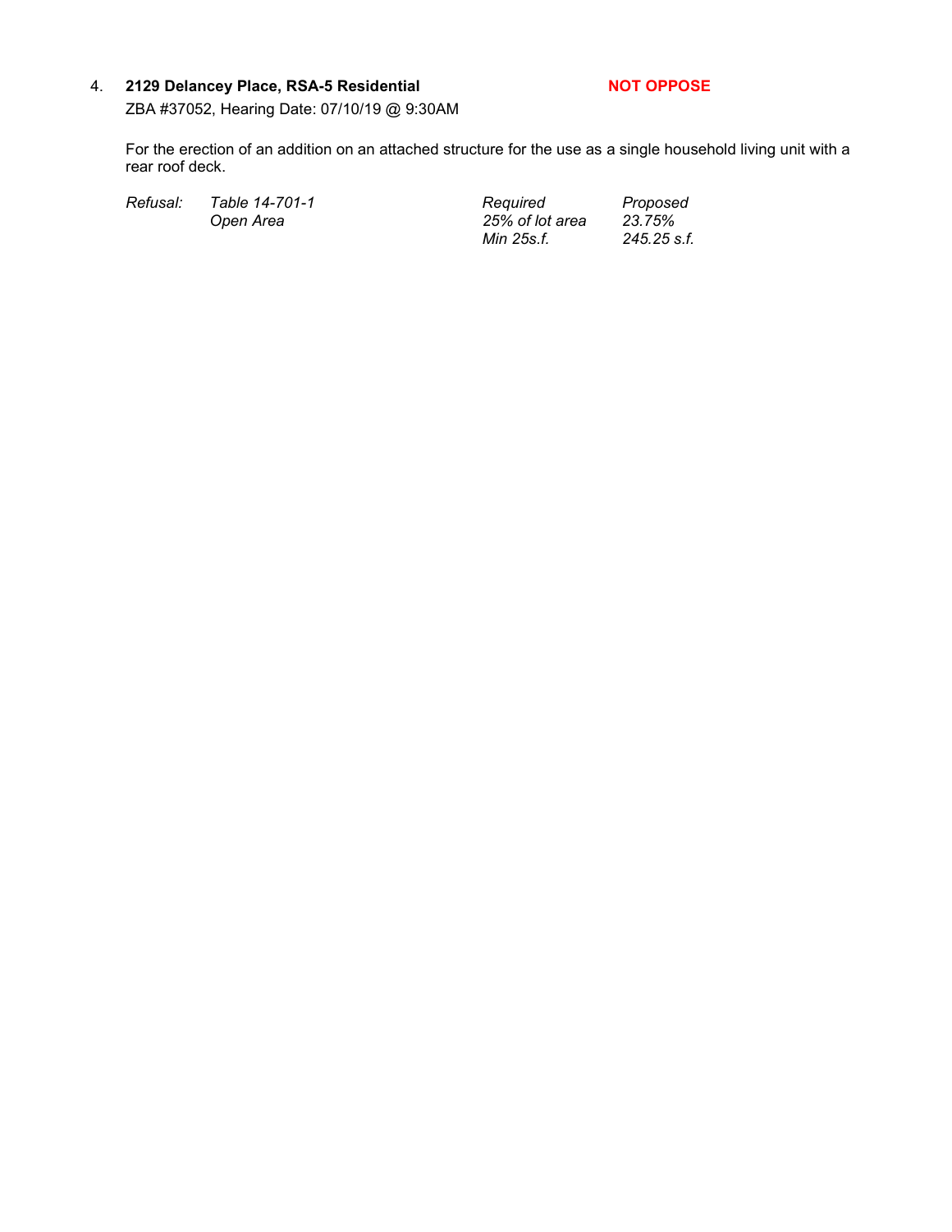4. **2129 Delancey Place, RSA-5 Residential** **NOT OPPOSE**

ZBA #37052, Hearing Date: 07/10/19 @ 9:30AM

For the erection of an addition on an attached structure for the use as a single household living unit with a rear roof deck.

| | | | |
|---|---|---|---|
| *Refusal:* | *Table 14-701-1* | *Required* | *Proposed* |
| | *Open Area* | *25% of lot area* | *23.75%* |
| | | *Min 25s.f.* | *245.25 s.f.* |